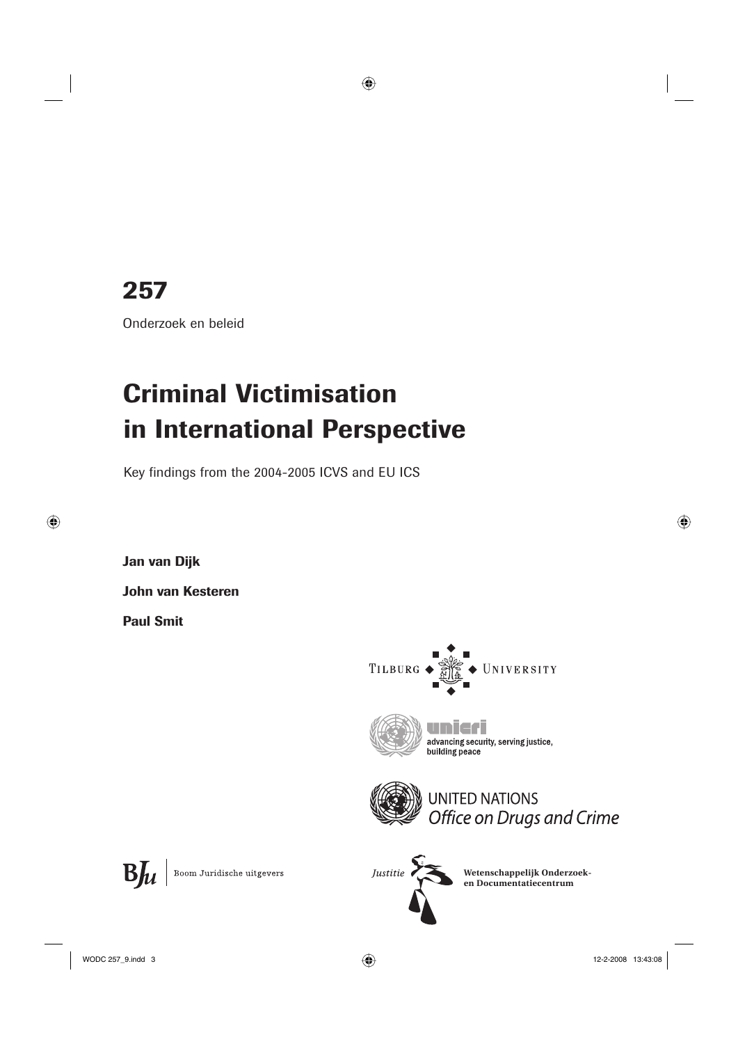**257**

Onderzoek en beleid

# Criminal Victimisation in International Perspective

Key findings from the 2004-2005 ICVS and EU ICS

**Jan van Dijk**

**John van Kesteren**

**Paul Smit**

Tilburg University

unicri
advancing security, serving justice, building peace

UNITED NATIONS
*Office on Drugs and Crime*

BJu | Boom Juridische uitgevers

*Justitie* Wetenschappelijk Onderzoek- en Documentatiecentrum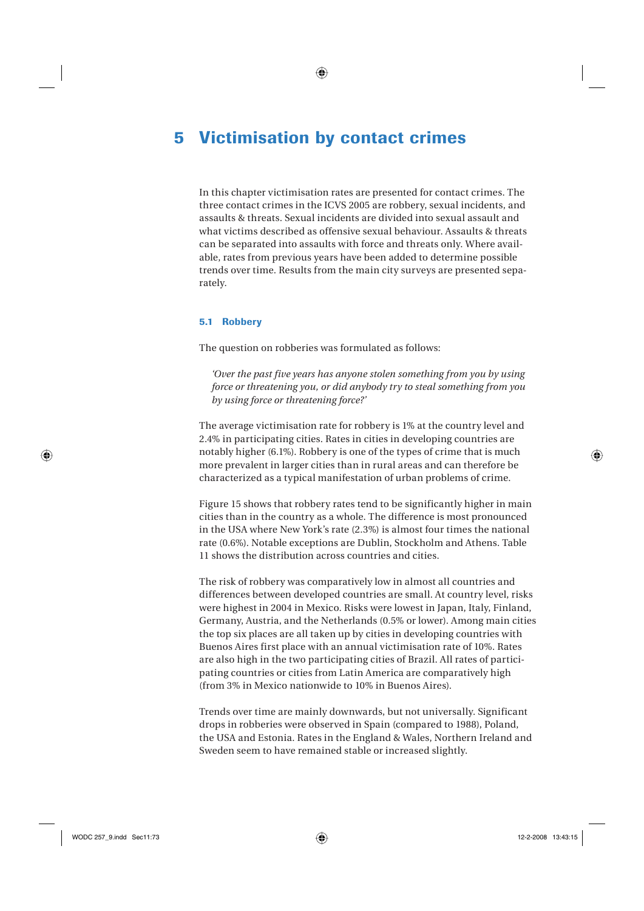# 5 Victimisation by contact crimes

In this chapter victimisation rates are presented for contact crimes. The three contact crimes in the ICVS 2005 are robbery, sexual incidents, and assaults & threats. Sexual incidents are divided into sexual assault and what victims described as offensive sexual behaviour. Assaults & threats can be separated into assaults with force and threats only. Where available, rates from previous years have been added to determine possible trends over time. Results from the main city surveys are presented separately.

## 5.1 Robbery

The question on robberies was formulated as follows:

> *'Over the past five years has anyone stolen something from you by using force or threatening you, or did anybody try to steal something from you by using force or threatening force?'*

The average victimisation rate for robbery is 1% at the country level and 2.4% in participating cities. Rates in cities in developing countries are notably higher (6.1%). Robbery is one of the types of crime that is much more prevalent in larger cities than in rural areas and can therefore be characterized as a typical manifestation of urban problems of crime.

Figure 15 shows that robbery rates tend to be significantly higher in main cities than in the country as a whole. The difference is most pronounced in the USA where New York's rate (2.3%) is almost four times the national rate (0.6%). Notable exceptions are Dublin, Stockholm and Athens. Table 11 shows the distribution across countries and cities.

The risk of robbery was comparatively low in almost all countries and differences between developed countries are small. At country level, risks were highest in 2004 in Mexico. Risks were lowest in Japan, Italy, Finland, Germany, Austria, and the Netherlands (0.5% or lower). Among main cities the top six places are all taken up by cities in developing countries with Buenos Aires first place with an annual victimisation rate of 10%. Rates are also high in the two participating cities of Brazil. All rates of participating countries or cities from Latin America are comparatively high (from 3% in Mexico nationwide to 10% in Buenos Aires).

Trends over time are mainly downwards, but not universally. Significant drops in robberies were observed in Spain (compared to 1988), Poland, the USA and Estonia. Rates in the England & Wales, Northern Ireland and Sweden seem to have remained stable or increased slightly.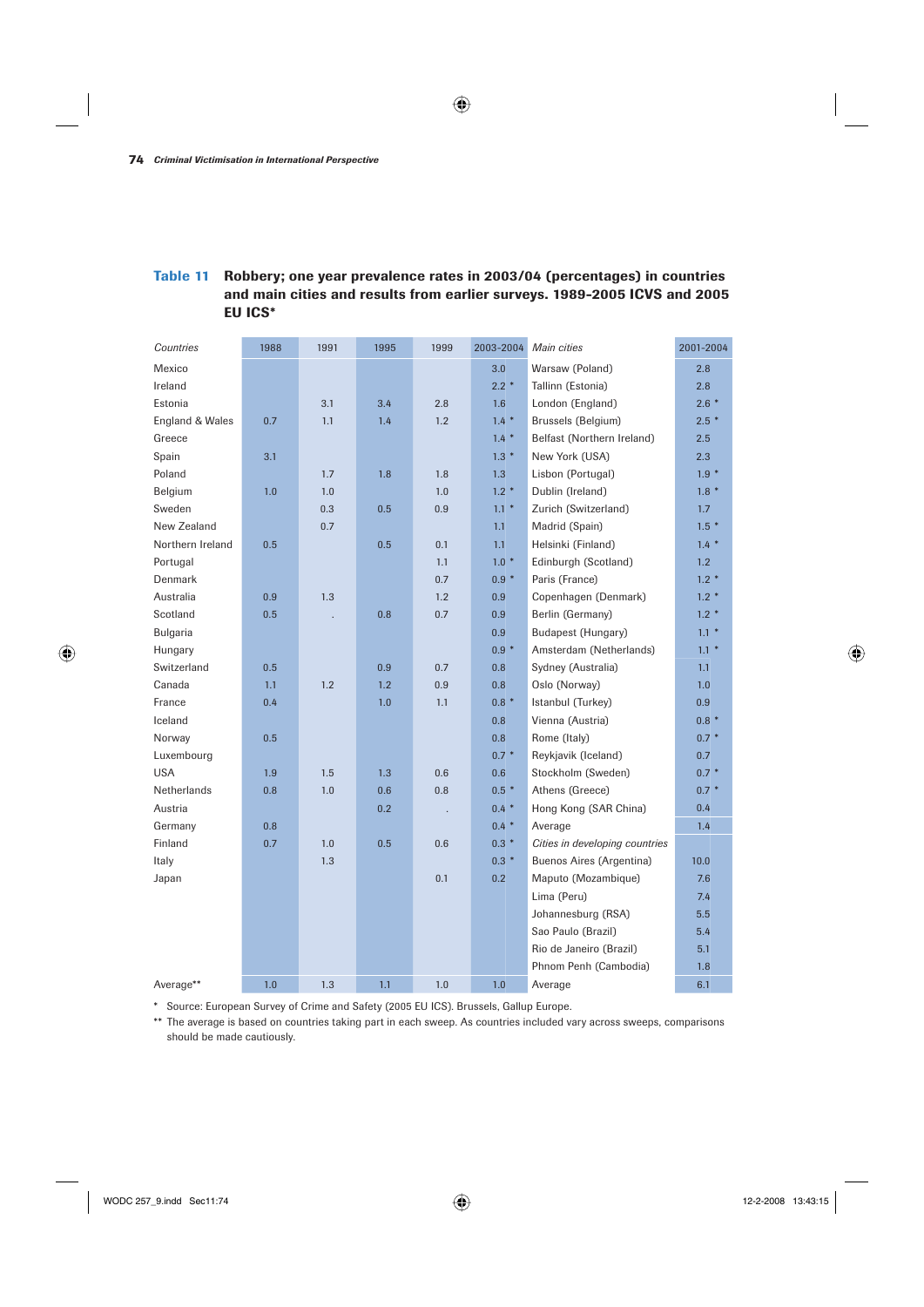**Table 11 Robbery; one year prevalence rates in 2003/04 (percentages) in countries and main cities and results from earlier surveys. 1989-2005 ICVS and 2005 EU ICS***

| *Countries* | 1988 | 1991 | 1995 | 1999 | 2003-2004 | *Main cities* | 2001-2004 |
|---|---|---|---|---|---|---|---|
| Mexico | | | | | 3.0 | Warsaw (Poland) | 2.8 |
| Ireland | | | | | 2.2 * | Tallinn (Estonia) | 2.8 |
| Estonia | | 3.1 | 3.4 | 2.8 | 1.6 | London (England) | 2.6 * |
| England & Wales | 0.7 | 1.1 | 1.4 | 1.2 | 1.4 * | Brussels (Belgium) | 2.5 * |
| Greece | | | | | 1.4 * | Belfast (Northern Ireland) | 2.5 |
| Spain | 3.1 | | | | 1.3 * | New York (USA) | 2.3 |
| Poland | | 1.7 | 1.8 | 1.8 | 1.3 | Lisbon (Portugal) | 1.9 * |
| Belgium | 1.0 | 1.0 | | 1.0 | 1.2 * | Dublin (Ireland) | 1.8 * |
| Sweden | | 0.3 | 0.5 | 0.9 | 1.1 * | Zurich (Switzerland) | 1.7 |
| New Zealand | | 0.7 | | | 1.1 | Madrid (Spain) | 1.5 * |
| Northern Ireland | 0.5 | | 0.5 | 0.1 | 1.1 | Helsinki (Finland) | 1.4 * |
| Portugal | | | | 1.1 | 1.0 * | Edinburgh (Scotland) | 1.2 |
| Denmark | | | | 0.7 | 0.9 * | Paris (France) | 1.2 * |
| Australia | 0.9 | 1.3 | | 1.2 | 0.9 | Copenhagen (Denmark) | 1.2 * |
| Scotland | 0.5 | . | 0.8 | 0.7 | 0.9 | Berlin (Germany) | 1.2 * |
| Bulgaria | | | | | 0.9 | Budapest (Hungary) | 1.1 * |
| Hungary | | | | | 0.9 * | Amsterdam (Netherlands) | 1.1 * |
| Switzerland | 0.5 | | 0.9 | 0.7 | 0.8 | Sydney (Australia) | 1.1 |
| Canada | 1.1 | 1.2 | 1.2 | 0.9 | 0.8 | Oslo (Norway) | 1.0 |
| France | 0.4 | | 1.0 | 1.1 | 0.8 * | Istanbul (Turkey) | 0.9 |
| Iceland | | | | | 0.8 | Vienna (Austria) | 0.8 * |
| Norway | 0.5 | | | | 0.8 | Rome (Italy) | 0.7 * |
| Luxembourg | | | | | 0.7 * | Reykjavik (Iceland) | 0.7 |
| USA | 1.9 | 1.5 | 1.3 | 0.6 | 0.6 | Stockholm (Sweden) | 0.7 * |
| Netherlands | 0.8 | 1.0 | 0.6 | 0.8 | 0.5 * | Athens (Greece) | 0.7 * |
| Austria | | | 0.2 | . | 0.4 * | Hong Kong (SAR China) | 0.4 |
| Germany | 0.8 | | | | 0.4 * | Average | 1.4 |
| Finland | 0.7 | 1.0 | 0.5 | 0.6 | 0.3 * | *Cities in developing countries* | |
| Italy | | 1.3 | | | 0.3 * | Buenos Aires (Argentina) | 10.0 |
| Japan | | | | 0.1 | 0.2 | Maputo (Mozambique) | 7.6 |
| | | | | | | Lima (Peru) | 7.4 |
| | | | | | | Johannesburg (RSA) | 5.5 |
| | | | | | | Sao Paulo (Brazil) | 5.4 |
| | | | | | | Rio de Janeiro (Brazil) | 5.1 |
| | | | | | | Phnom Penh (Cambodia) | 1.8 |
| Average** | 1.0 | 1.3 | 1.1 | 1.0 | 1.0 | Average | 6.1 |

\* Source: European Survey of Crime and Safety (2005 EU ICS). Brussels, Gallup Europe.

\*\* The average is based on countries taking part in each sweep. As countries included vary across sweeps, comparisons should be made cautiously.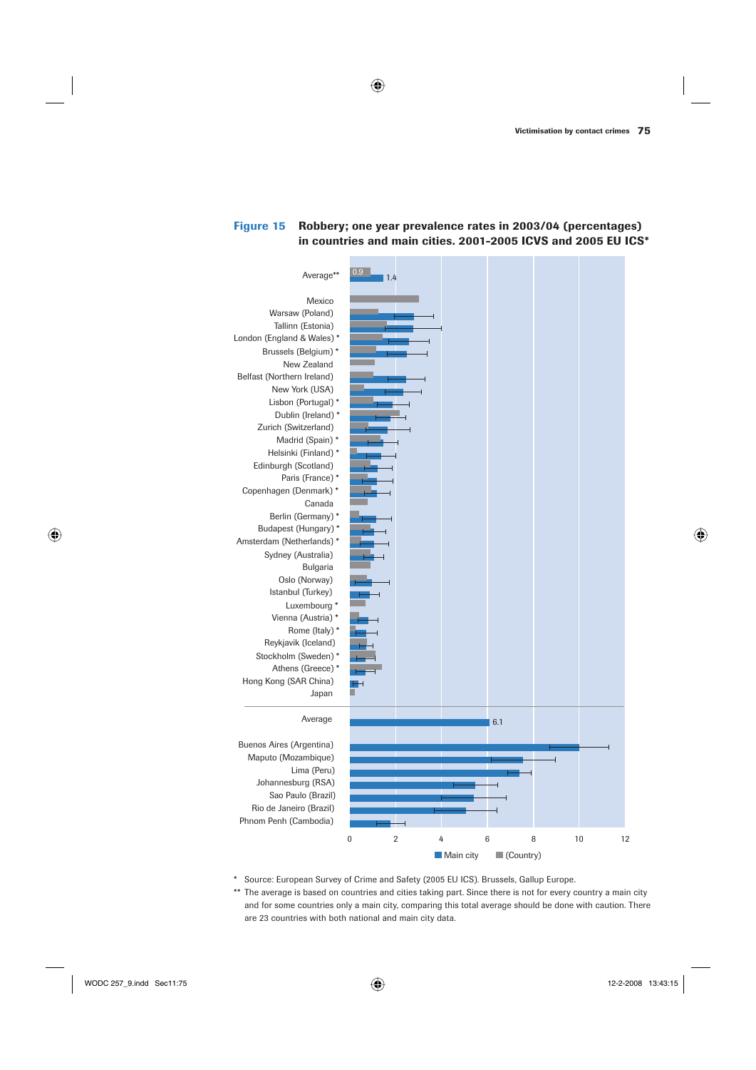**Figure 15 Robbery; one year prevalence rates in 2003/04 (percentages) in countries and main cities. 2001-2005 ICVS and 2005 EU ICS***

Average** — (Country) 0.9; Main city 1.4

Mexico
Warsaw (Poland)
Tallinn (Estonia)
London (England & Wales) *
Brussels (Belgium) *
New Zealand
Belfast (Northern Ireland)
New York (USA)
Lisbon (Portugal) *
Dublin (Ireland) *
Zurich (Switzerland)
Madrid (Spain) *
Helsinki (Finland) *
Edinburgh (Scotland)
Paris (France) *
Copenhagen (Denmark) *
Canada
Berlin (Germany) *
Budapest (Hungary) *
Amsterdam (Netherlands) *
Sydney (Australia)
Bulgaria
Oslo (Norway)
Istanbul (Turkey)
Luxembourg *
Vienna (Austria) *
Rome (Italy) *
Reykjavik (Iceland)
Stockholm (Sweden) *
Athens (Greece) *
Hong Kong (SAR China)
Japan

Average — 6.1

Buenos Aires (Argentina)
Maputo (Mozambique)
Lima (Peru)
Johannesburg (RSA)
Sao Paulo (Brazil)
Rio de Janeiro (Brazil)
Phnom Penh (Cambodia)

0 2 4 6 8 10 12

Main city (Country)

\* Source: European Survey of Crime and Safety (2005 EU ICS). Brussels, Gallup Europe.

** The average is based on countries and cities taking part. Since there is not for every country a main city and for some countries only a main city, comparing this total average should be done with caution. There are 23 countries with both national and main city data.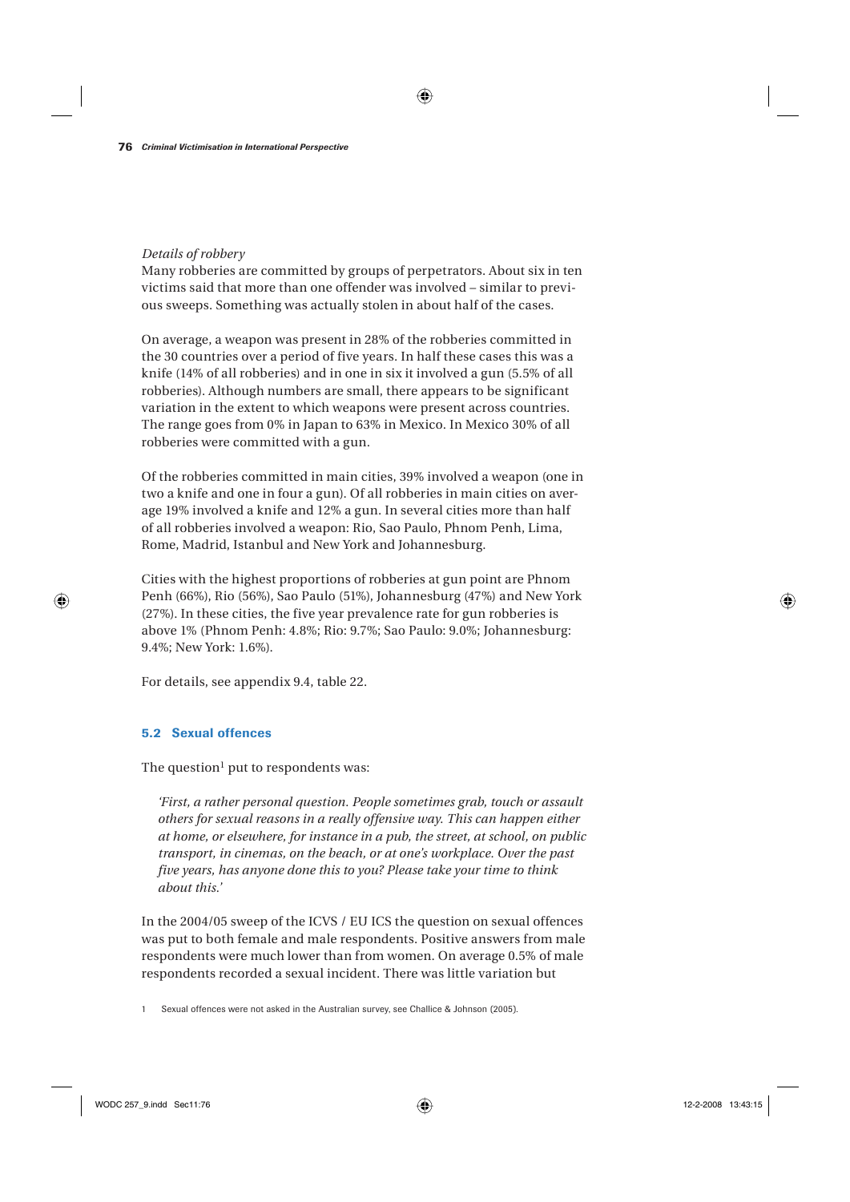*Details of robbery*

Many robberies are committed by groups of perpetrators. About six in ten victims said that more than one offender was involved – similar to previous sweeps. Something was actually stolen in about half of the cases.

On average, a weapon was present in 28% of the robberies committed in the 30 countries over a period of five years. In half these cases this was a knife (14% of all robberies) and in one in six it involved a gun (5.5% of all robberies). Although numbers are small, there appears to be significant variation in the extent to which weapons were present across countries. The range goes from 0% in Japan to 63% in Mexico. In Mexico 30% of all robberies were committed with a gun.

Of the robberies committed in main cities, 39% involved a weapon (one in two a knife and one in four a gun). Of all robberies in main cities on average 19% involved a knife and 12% a gun. In several cities more than half of all robberies involved a weapon: Rio, Sao Paulo, Phnom Penh, Lima, Rome, Madrid, Istanbul and New York and Johannesburg.

Cities with the highest proportions of robberies at gun point are Phnom Penh (66%), Rio (56%), Sao Paulo (51%), Johannesburg (47%) and New York (27%). In these cities, the five year prevalence rate for gun robberies is above 1% (Phnom Penh: 4.8%; Rio: 9.7%; Sao Paulo: 9.0%; Johannesburg: 9.4%; New York: 1.6%).

For details, see appendix 9.4, table 22.

## 5.2 Sexual offences

The question[1] put to respondents was:

> *'First, a rather personal question. People sometimes grab, touch or assault others for sexual reasons in a really offensive way. This can happen either at home, or elsewhere, for instance in a pub, the street, at school, on public transport, in cinemas, on the beach, or at one's workplace. Over the past five years, has anyone done this to you? Please take your time to think about this.'*

In the 2004/05 sweep of the ICVS / EU ICS the question on sexual offences was put to both female and male respondents. Positive answers from male respondents were much lower than from women. On average 0.5% of male respondents recorded a sexual incident. There was little variation but

[1] Sexual offences were not asked in the Australian survey, see Challice & Johnson (2005).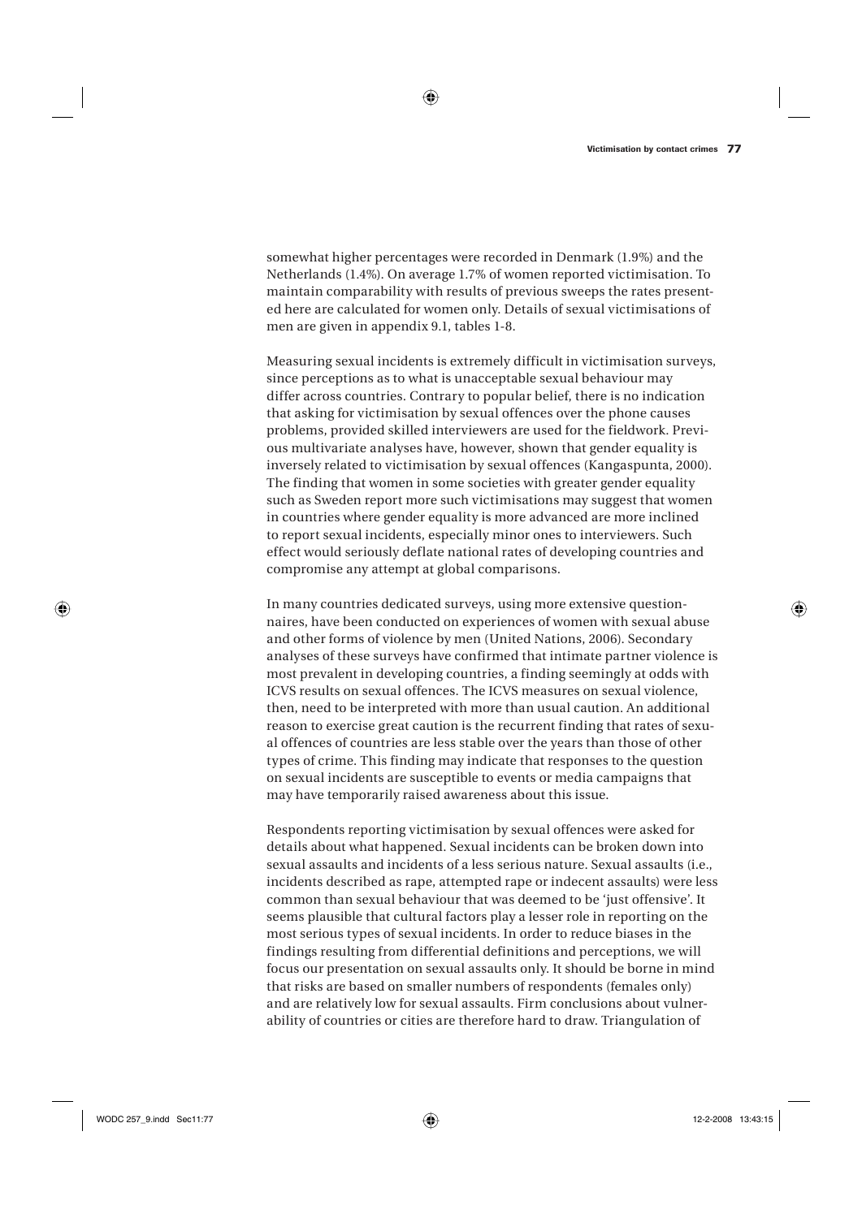somewhat higher percentages were recorded in Denmark (1.9%) and the Netherlands (1.4%). On average 1.7% of women reported victimisation. To maintain comparability with results of previous sweeps the rates presented here are calculated for women only. Details of sexual victimisations of men are given in appendix 9.1, tables 1-8.

Measuring sexual incidents is extremely difficult in victimisation surveys, since perceptions as to what is unacceptable sexual behaviour may differ across countries. Contrary to popular belief, there is no indication that asking for victimisation by sexual offences over the phone causes problems, provided skilled interviewers are used for the fieldwork. Previous multivariate analyses have, however, shown that gender equality is inversely related to victimisation by sexual offences (Kangaspunta, 2000). The finding that women in some societies with greater gender equality such as Sweden report more such victimisations may suggest that women in countries where gender equality is more advanced are more inclined to report sexual incidents, especially minor ones to interviewers. Such effect would seriously deflate national rates of developing countries and compromise any attempt at global comparisons.

In many countries dedicated surveys, using more extensive questionnaires, have been conducted on experiences of women with sexual abuse and other forms of violence by men (United Nations, 2006). Secondary analyses of these surveys have confirmed that intimate partner violence is most prevalent in developing countries, a finding seemingly at odds with ICVS results on sexual offences. The ICVS measures on sexual violence, then, need to be interpreted with more than usual caution. An additional reason to exercise great caution is the recurrent finding that rates of sexual offences of countries are less stable over the years than those of other types of crime. This finding may indicate that responses to the question on sexual incidents are susceptible to events or media campaigns that may have temporarily raised awareness about this issue.

Respondents reporting victimisation by sexual offences were asked for details about what happened. Sexual incidents can be broken down into sexual assaults and incidents of a less serious nature. Sexual assaults (i.e., incidents described as rape, attempted rape or indecent assaults) were less common than sexual behaviour that was deemed to be 'just offensive'. It seems plausible that cultural factors play a lesser role in reporting on the most serious types of sexual incidents. In order to reduce biases in the findings resulting from differential definitions and perceptions, we will focus our presentation on sexual assaults only. It should be borne in mind that risks are based on smaller numbers of respondents (females only) and are relatively low for sexual assaults. Firm conclusions about vulnerability of countries or cities are therefore hard to draw. Triangulation of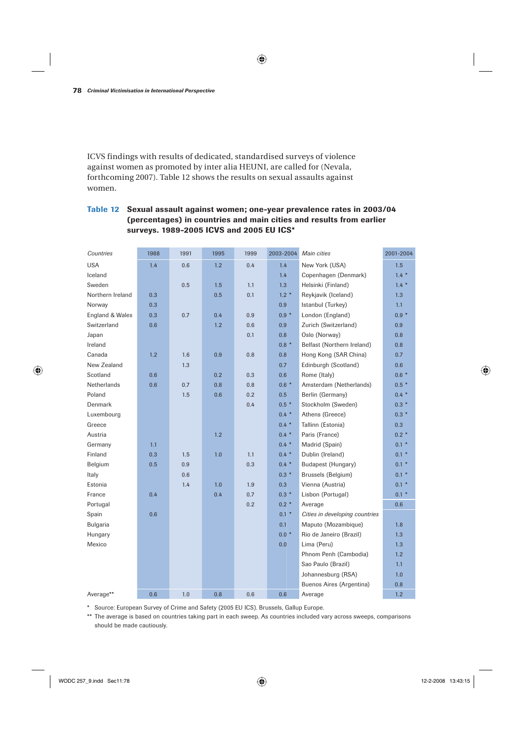ICVS findings with results of dedicated, standardised surveys of violence against women as promoted by inter alia HEUNI, are called for (Nevala, forthcoming 2007). Table 12 shows the results on sexual assaults against women.

**Table 12 Sexual assault against women; one-year prevalence rates in 2003/04 (percentages) in countries and main cities and results from earlier surveys. 1989-2005 ICVS and 2005 EU ICS***

| *Countries* | 1988 | 1991 | 1995 | 1999 | 2003-2004 | *Main cities* | 2001-2004 |
|---|---|---|---|---|---|---|---|
| USA | 1.4 | 0.6 | 1.2 | 0.4 | 1.4 | New York (USA) | 1.5 |
| Iceland | | | | | 1.4 | Copenhagen (Denmark) | 1.4 * |
| Sweden | | 0.5 | 1.5 | 1.1 | 1.3 | Helsinki (Finland) | 1.4 * |
| Northern Ireland | 0.3 | | 0.5 | 0.1 | 1.2 * | Reykjavik (Iceland) | 1.3 |
| Norway | 0.3 | | | | 0.9 | Istanbul (Turkey) | 1.1 |
| England & Wales | 0.3 | 0.7 | 0.4 | 0.9 | 0.9 * | London (England) | 0.9 * |
| Switzerland | 0.6 | | 1.2 | 0.6 | 0.9 | Zurich (Switzerland) | 0.9 |
| Japan | | | | 0.1 | 0.8 | Oslo (Norway) | 0.8 |
| Ireland | | | | | 0.8 * | Belfast (Northern Ireland) | 0.8 |
| Canada | 1.2 | 1.6 | 0.9 | 0.8 | 0.8 | Hong Kong (SAR China) | 0.7 |
| New Zealand | | 1.3 | | | 0.7 | Edinburgh (Scotland) | 0.6 |
| Scotland | 0.6 | | 0.2 | 0.3 | 0.6 | Rome (Italy) | 0.6 * |
| Netherlands | 0.6 | 0.7 | 0.8 | 0.8 | 0.6 * | Amsterdam (Netherlands) | 0.5 * |
| Poland | | 1.5 | 0.6 | 0.2 | 0.5 | Berlin (Germany) | 0.4 * |
| Denmark | | | | 0.4 | 0.5 * | Stockholm (Sweden) | 0.3 * |
| Luxembourg | | | | | 0.4 * | Athens (Greece) | 0.3 * |
| Greece | | | | | 0.4 * | Tallinn (Estonia) | 0.3 |
| Austria | | | 1.2 | | 0.4 * | Paris (France) | 0.2 * |
| Germany | 1.1 | | | | 0.4 * | Madrid (Spain) | 0.1 * |
| Finland | 0.3 | 1.5 | 1.0 | 1.1 | 0.4 * | Dublin (Ireland) | 0.1 * |
| Belgium | 0.5 | 0.9 | | 0.3 | 0.4 * | Budapest (Hungary) | 0.1 * |
| Italy | | 0.6 | | | 0.3 * | Brussels (Belgium) | 0.1 * |
| Estonia | | 1.4 | 1.0 | 1.9 | 0.3 | Vienna (Austria) | 0.1 * |
| France | 0.4 | | 0.4 | 0.7 | 0.3 * | Lisbon (Portugal) | 0.1 * |
| Portugal | | | | 0.2 | 0.2 * | Average | 0.6 |
| Spain | 0.6 | | | | 0.1 * | *Cities in developing countries* | |
| Bulgaria | | | | | 0.1 | Maputo (Mozambique) | 1.8 |
| Hungary | | | | | 0.0 * | Rio de Janeiro (Brazil) | 1.3 |
| Mexico | | | | | 0.0 | Lima (Peru) | 1.3 |
| | | | | | | Phnom Penh (Cambodia) | 1.2 |
| | | | | | | Sao Paulo (Brazil) | 1.1 |
| | | | | | | Johannesburg (RSA) | 1.0 |
| | | | | | | Buenos Aires (Argentina) | 0.8 |
| Average** | 0.6 | 1.0 | 0.8 | 0.6 | 0.6 | Average | 1.2 |

\* Source: European Survey of Crime and Safety (2005 EU ICS). Brussels, Gallup Europe.

\*\* The average is based on countries taking part in each sweep. As countries included vary across sweeps, comparisons should be made cautiously.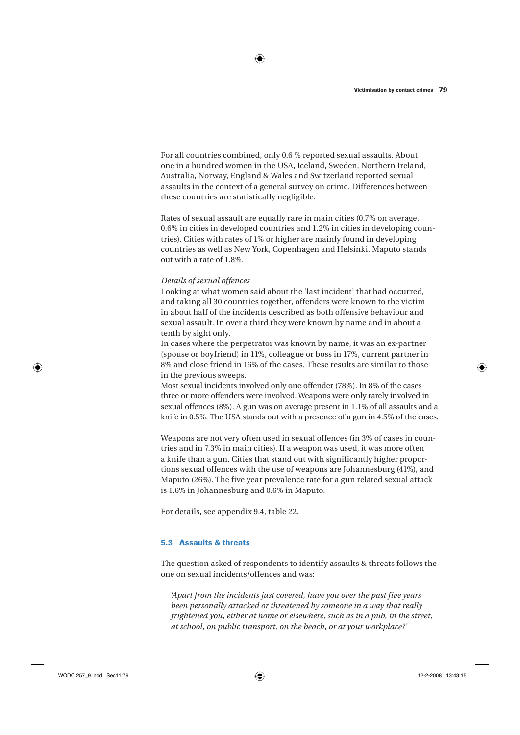For all countries combined, only 0.6 % reported sexual assaults. About one in a hundred women in the USA, Iceland, Sweden, Northern Ireland, Australia, Norway, England & Wales and Switzerland reported sexual assaults in the context of a general survey on crime. Differences between these countries are statistically negligible.

Rates of sexual assault are equally rare in main cities (0.7% on average, 0.6% in cities in developed countries and 1.2% in cities in developing countries). Cities with rates of 1% or higher are mainly found in developing countries as well as New York, Copenhagen and Helsinki. Maputo stands out with a rate of 1.8%.

*Details of sexual offences*

Looking at what women said about the 'last incident' that had occurred, and taking all 30 countries together, offenders were known to the victim in about half of the incidents described as both offensive behaviour and sexual assault. In over a third they were known by name and in about a tenth by sight only.

In cases where the perpetrator was known by name, it was an ex-partner (spouse or boyfriend) in 11%, colleague or boss in 17%, current partner in 8% and close friend in 16% of the cases. These results are similar to those in the previous sweeps.

Most sexual incidents involved only one offender (78%). In 8% of the cases three or more offenders were involved. Weapons were only rarely involved in sexual offences (8%). A gun was on average present in 1.1% of all assaults and a knife in 0.5%. The USA stands out with a presence of a gun in 4.5% of the cases.

Weapons are not very often used in sexual offences (in 3% of cases in countries and in 7.3% in main cities). If a weapon was used, it was more often a knife than a gun. Cities that stand out with significantly higher proportions sexual offences with the use of weapons are Johannesburg (41%), and Maputo (26%). The five year prevalence rate for a gun related sexual attack is 1.6% in Johannesburg and 0.6% in Maputo.

For details, see appendix 9.4, table 22.

## 5.3 Assaults & threats

The question asked of respondents to identify assaults & threats follows the one on sexual incidents/offences and was:

*'Apart from the incidents just covered, have you over the past five years been personally attacked or threatened by someone in a way that really frightened you, either at home or elsewhere, such as in a pub, in the street, at school, on public transport, on the beach, or at your workplace?'*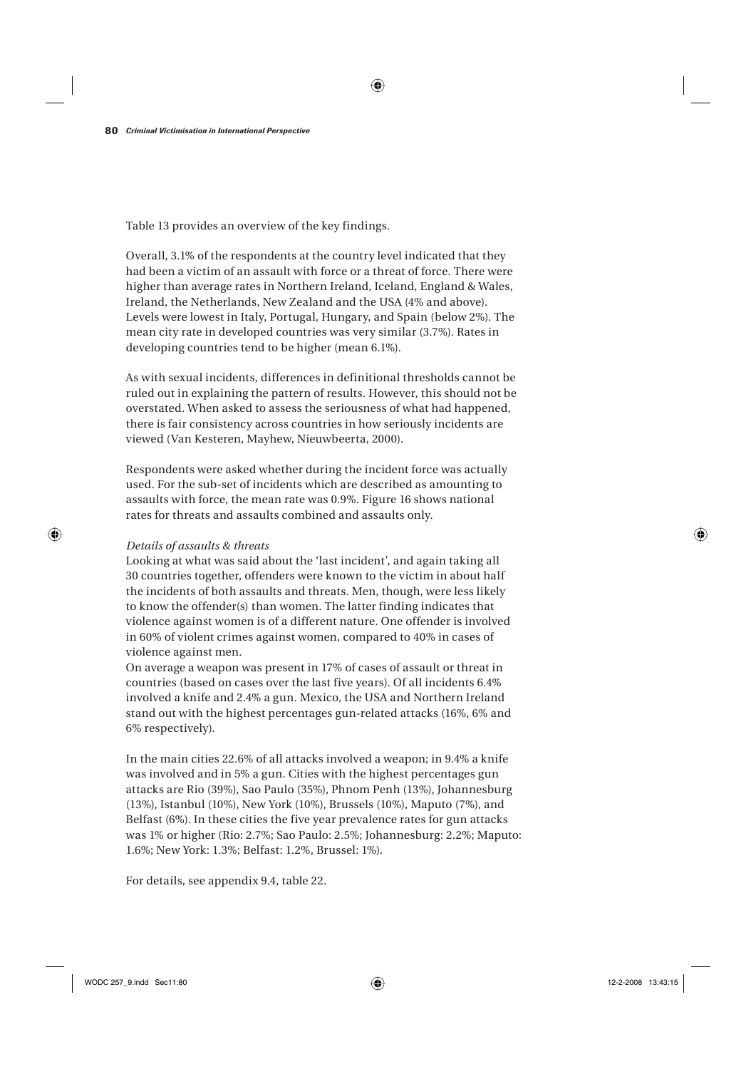Table 13 provides an overview of the key findings.

Overall, 3.1% of the respondents at the country level indicated that they had been a victim of an assault with force or a threat of force. There were higher than average rates in Northern Ireland, Iceland, England & Wales, Ireland, the Netherlands, New Zealand and the USA (4% and above). Levels were lowest in Italy, Portugal, Hungary, and Spain (below 2%). The mean city rate in developed countries was very similar (3.7%). Rates in developing countries tend to be higher (mean 6.1%).

As with sexual incidents, differences in definitional thresholds cannot be ruled out in explaining the pattern of results. However, this should not be overstated. When asked to assess the seriousness of what had happened, there is fair consistency across countries in how seriously incidents are viewed (Van Kesteren, Mayhew, Nieuwbeerta, 2000).

Respondents were asked whether during the incident force was actually used. For the sub-set of incidents which are described as amounting to assaults with force, the mean rate was 0.9%. Figure 16 shows national rates for threats and assaults combined and assaults only.

*Details of assaults & threats*

Looking at what was said about the 'last incident', and again taking all 30 countries together, offenders were known to the victim in about half the incidents of both assaults and threats. Men, though, were less likely to know the offender(s) than women. The latter finding indicates that violence against women is of a different nature. One offender is involved in 60% of violent crimes against women, compared to 40% in cases of violence against men.

On average a weapon was present in 17% of cases of assault or threat in countries (based on cases over the last five years). Of all incidents 6.4% involved a knife and 2.4% a gun. Mexico, the USA and Northern Ireland stand out with the highest percentages gun-related attacks (16%, 6% and 6% respectively).

In the main cities 22.6% of all attacks involved a weapon; in 9.4% a knife was involved and in 5% a gun. Cities with the highest percentages gun attacks are Rio (39%), Sao Paulo (35%), Phnom Penh (13%), Johannesburg (13%), Istanbul (10%), New York (10%), Brussels (10%), Maputo (7%), and Belfast (6%). In these cities the five year prevalence rates for gun attacks was 1% or higher (Rio: 2.7%; Sao Paulo: 2.5%; Johannesburg: 2.2%; Maputo: 1.6%; New York: 1.3%; Belfast: 1.2%, Brussel: 1%).

For details, see appendix 9.4, table 22.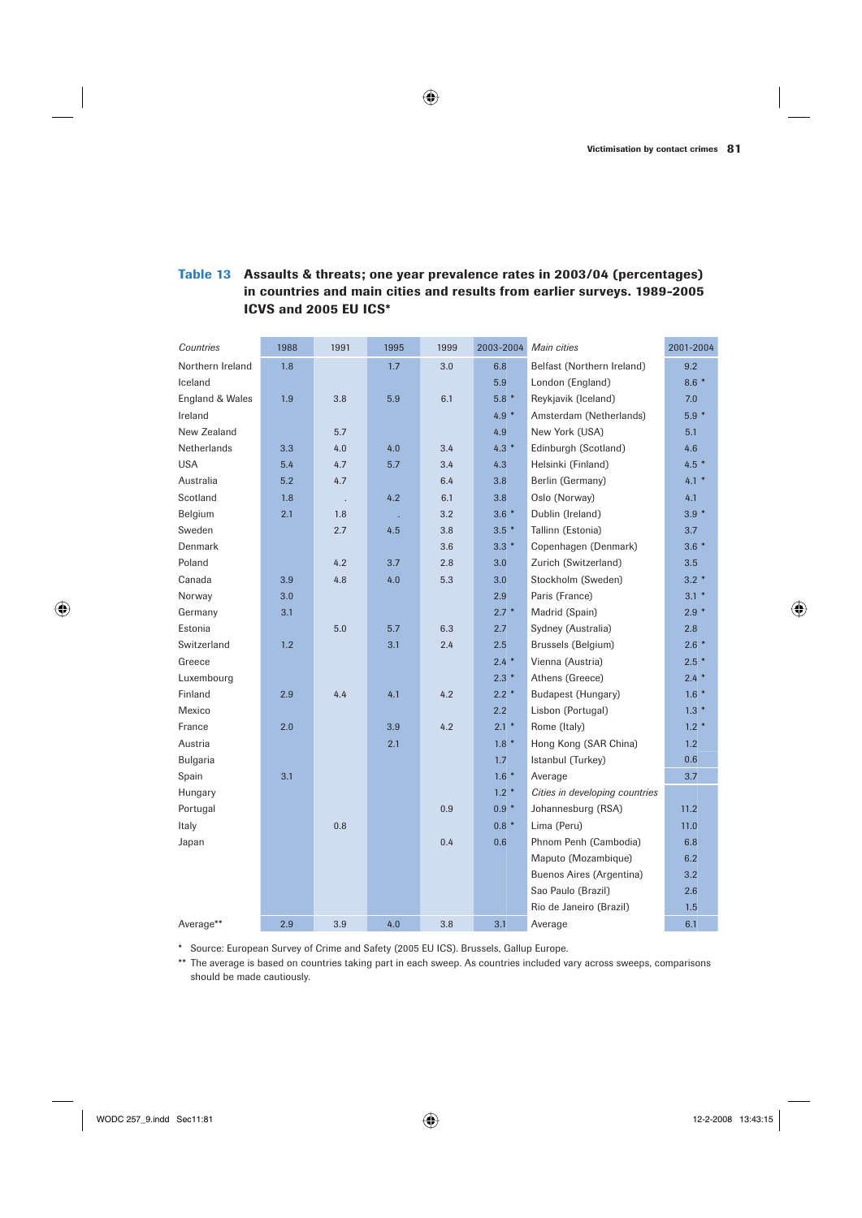**Table 13 Assaults & threats; one year prevalence rates in 2003/04 (percentages) in countries and main cities and results from earlier surveys. 1989-2005 ICVS and 2005 EU ICS***

| *Countries* | 1988 | 1991 | 1995 | 1999 | 2003-2004 | *Main cities* | 2001-2004 |
|---|---|---|---|---|---|---|---|
| Northern Ireland | 1.8 | | 1.7 | 3.0 | 6.8 | Belfast (Northern Ireland) | 9.2 |
| Iceland | | | | | 5.9 | London (England) | 8.6 * |
| England & Wales | 1.9 | 3.8 | 5.9 | 6.1 | 5.8 * | Reykjavik (Iceland) | 7.0 |
| Ireland | | | | | 4.9 * | Amsterdam (Netherlands) | 5.9 * |
| New Zealand | | 5.7 | | | 4.9 | New York (USA) | 5.1 |
| Netherlands | 3.3 | 4.0 | 4.0 | 3.4 | 4.3 * | Edinburgh (Scotland) | 4.6 |
| USA | 5.4 | 4.7 | 5.7 | 3.4 | 4.3 | Helsinki (Finland) | 4.5 * |
| Australia | 5.2 | 4.7 | | 6.4 | 3.8 | Berlin (Germany) | 4.1 * |
| Scotland | 1.8 | . | 4.2 | 6.1 | 3.8 | Oslo (Norway) | 4.1 |
| Belgium | 2.1 | 1.8 | . | 3.2 | 3.6 * | Dublin (Ireland) | 3.9 * |
| Sweden | | 2.7 | 4.5 | 3.8 | 3.5 * | Tallinn (Estonia) | 3.7 |
| Denmark | | | | 3.6 | 3.3 * | Copenhagen (Denmark) | 3.6 * |
| Poland | | 4.2 | 3.7 | 2.8 | 3.0 | Zurich (Switzerland) | 3.5 |
| Canada | 3.9 | 4.8 | 4.0 | 5.3 | 3.0 | Stockholm (Sweden) | 3.2 * |
| Norway | 3.0 | | | | 2.9 | Paris (France) | 3.1 * |
| Germany | 3.1 | | | | 2.7 * | Madrid (Spain) | 2.9 * |
| Estonia | | 5.0 | 5.7 | 6.3 | 2.7 | Sydney (Australia) | 2.8 |
| Switzerland | 1.2 | | 3.1 | 2.4 | 2.5 | Brussels (Belgium) | 2.6 * |
| Greece | | | | | 2.4 * | Vienna (Austria) | 2.5 * |
| Luxembourg | | | | | 2.3 * | Athens (Greece) | 2.4 * |
| Finland | 2.9 | 4.4 | 4.1 | 4.2 | 2.2 * | Budapest (Hungary) | 1.6 * |
| Mexico | | | | | 2.2 | Lisbon (Portugal) | 1.3 * |
| France | 2.0 | | 3.9 | 4.2 | 2.1 * | Rome (Italy) | 1.2 * |
| Austria | | | 2.1 | | 1.8 * | Hong Kong (SAR China) | 1.2 |
| Bulgaria | | | | | 1.7 | Istanbul (Turkey) | 0.6 |
| Spain | 3.1 | | | | 1.6 * | Average | 3.7 |
| Hungary | | | | | 1.2 * | *Cities in developing countries* | |
| Portugal | | | | 0.9 | 0.9 * | Johannesburg (RSA) | 11.2 |
| Italy | | 0.8 | | | 0.8 * | Lima (Peru) | 11.0 |
| Japan | | | | 0.4 | 0.6 | Phnom Penh (Cambodia) | 6.8 |
| | | | | | | Maputo (Mozambique) | 6.2 |
| | | | | | | Buenos Aires (Argentina) | 3.2 |
| | | | | | | Sao Paulo (Brazil) | 2.6 |
| | | | | | | Rio de Janeiro (Brazil) | 1.5 |
| Average** | 2.9 | 3.9 | 4.0 | 3.8 | 3.1 | Average | 6.1 |

\* Source: European Survey of Crime and Safety (2005 EU ICS). Brussels, Gallup Europe.

** The average is based on countries taking part in each sweep. As countries included vary across sweeps, comparisons should be made cautiously.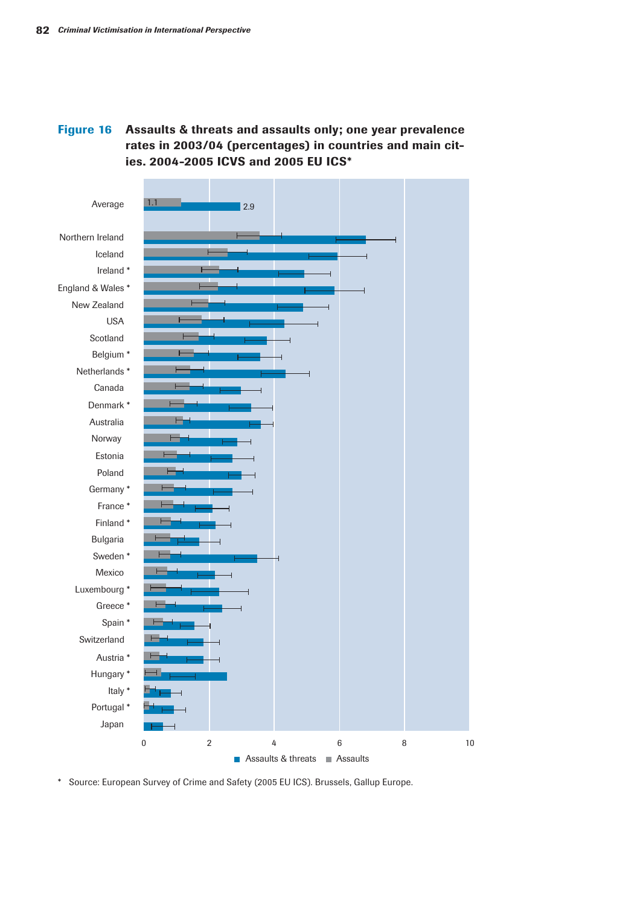**Figure 16** **Assaults & threats and assaults only; one year prevalence rates in 2003/04 (percentages) in countries and main cities. 2004-2005 ICVS and 2005 EU ICS***

Average
1.1
2.9
Northern Ireland
Iceland
Ireland *
England & Wales *
New Zealand
USA
Scotland
Belgium *
Netherlands *
Canada
Denmark *
Australia
Norway
Estonia
Poland
Germany *
France *
Finland *
Bulgaria
Sweden *
Mexico
Luxembourg *
Greece *
Spain *
Switzerland
Austria *
Hungary *
Italy *
Portugal *
Japan

0 2 4 6 8 10

Assaults & threats Assaults

\* Source: European Survey of Crime and Safety (2005 EU ICS). Brussels, Gallup Europe.